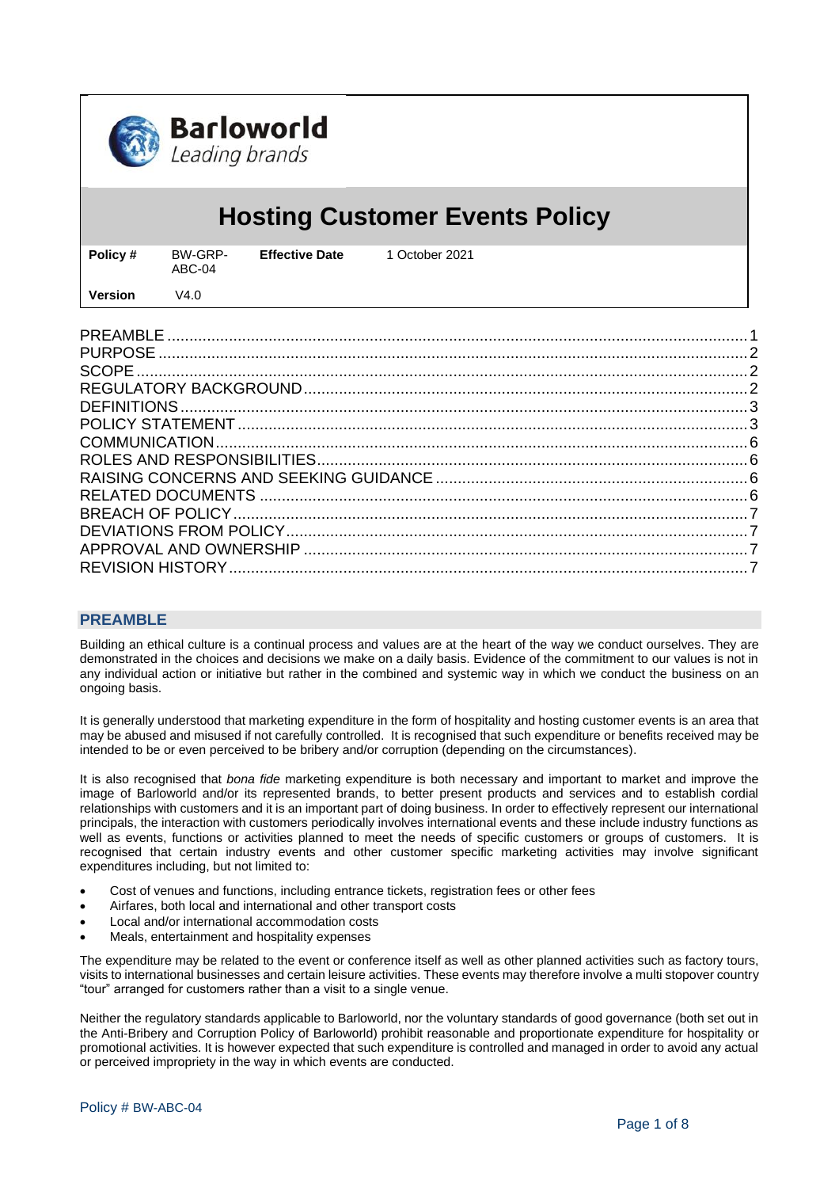**Barloworld**
*Leading brands*

# Hosting Customer Events Policy

| **Policy #** | BW-GRP-ABC-04 | **Effective Date** | 1 October 2021 |
| --- | --- | --- | --- |
| **Version** | V4.0 | | |

PREAMBLE ... 1
PURPOSE ... 2
SCOPE ... 2
REGULATORY BACKGROUND ... 2
DEFINITIONS ... 3
POLICY STATEMENT ... 3
COMMUNICATION ... 6
ROLES AND RESPONSIBILITIES ... 6
RAISING CONCERNS AND SEEKING GUIDANCE ... 6
RELATED DOCUMENTS ... 6
BREACH OF POLICY ... 7
DEVIATIONS FROM POLICY ... 7
APPROVAL AND OWNERSHIP ... 7
REVISION HISTORY ... 7

## PREAMBLE

Building an ethical culture is a continual process and values are at the heart of the way we conduct ourselves. They are demonstrated in the choices and decisions we make on a daily basis. Evidence of the commitment to our values is not in any individual action or initiative but rather in the combined and systemic way in which we conduct the business on an ongoing basis.

It is generally understood that marketing expenditure in the form of hospitality and hosting customer events is an area that may be abused and misused if not carefully controlled. It is recognised that such expenditure or benefits received may be intended to be or even perceived to be bribery and/or corruption (depending on the circumstances).

It is also recognised that *bona fide* marketing expenditure is both necessary and important to market and improve the image of Barloworld and/or its represented brands, to better present products and services and to establish cordial relationships with customers and it is an important part of doing business. In order to effectively represent our international principals, the interaction with customers periodically involves international events and these include industry functions as well as events, functions or activities planned to meet the needs of specific customers or groups of customers. It is recognised that certain industry events and other customer specific marketing activities may involve significant expenditures including, but not limited to:

- Cost of venues and functions, including entrance tickets, registration fees or other fees
- Airfares, both local and international and other transport costs
- Local and/or international accommodation costs
- Meals, entertainment and hospitality expenses

The expenditure may be related to the event or conference itself as well as other planned activities such as factory tours, visits to international businesses and certain leisure activities. These events may therefore involve a multi stopover country "tour" arranged for customers rather than a visit to a single venue.

Neither the regulatory standards applicable to Barloworld, nor the voluntary standards of good governance (both set out in the Anti-Bribery and Corruption Policy of Barloworld) prohibit reasonable and proportionate expenditure for hospitality or promotional activities. It is however expected that such expenditure is controlled and managed in order to avoid any actual or perceived impropriety in the way in which events are conducted.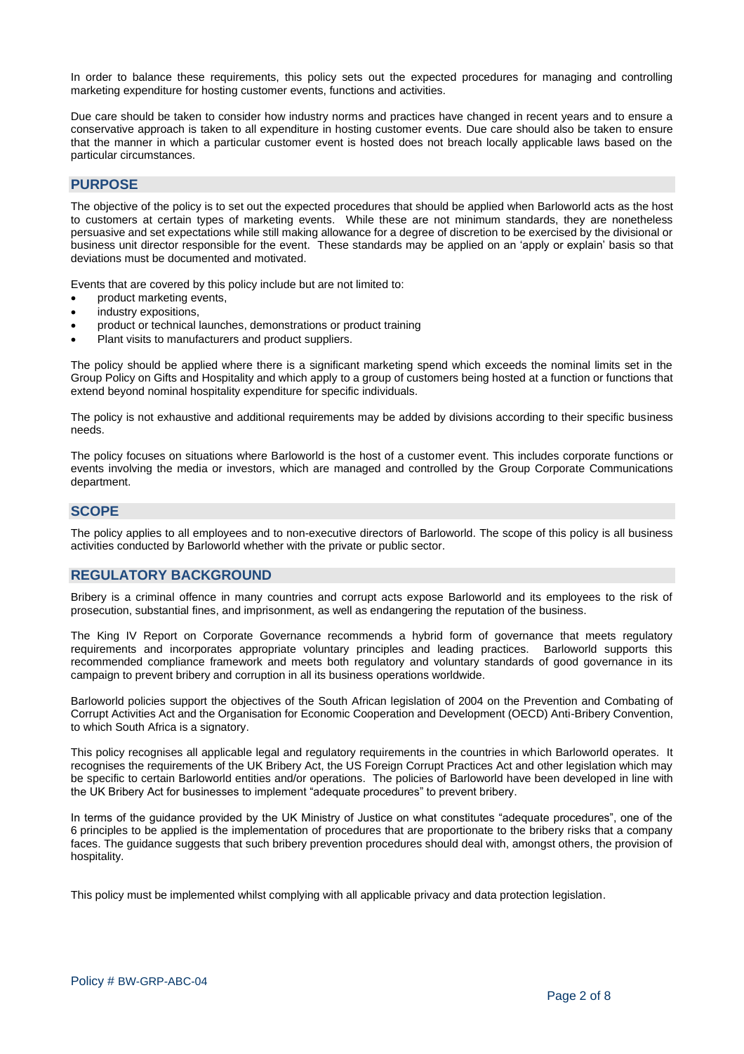In order to balance these requirements, this policy sets out the expected procedures for managing and controlling marketing expenditure for hosting customer events, functions and activities.

Due care should be taken to consider how industry norms and practices have changed in recent years and to ensure a conservative approach is taken to all expenditure in hosting customer events. Due care should also be taken to ensure that the manner in which a particular customer event is hosted does not breach locally applicable laws based on the particular circumstances.

## PURPOSE

The objective of the policy is to set out the expected procedures that should be applied when Barloworld acts as the host to customers at certain types of marketing events. While these are not minimum standards, they are nonetheless persuasive and set expectations while still making allowance for a degree of discretion to be exercised by the divisional or business unit director responsible for the event. These standards may be applied on an 'apply or explain' basis so that deviations must be documented and motivated.

Events that are covered by this policy include but are not limited to:

- product marketing events,
- industry expositions,
- product or technical launches, demonstrations or product training
- Plant visits to manufacturers and product suppliers.

The policy should be applied where there is a significant marketing spend which exceeds the nominal limits set in the Group Policy on Gifts and Hospitality and which apply to a group of customers being hosted at a function or functions that extend beyond nominal hospitality expenditure for specific individuals.

The policy is not exhaustive and additional requirements may be added by divisions according to their specific business needs.

The policy focuses on situations where Barloworld is the host of a customer event. This includes corporate functions or events involving the media or investors, which are managed and controlled by the Group Corporate Communications department.

## SCOPE

The policy applies to all employees and to non-executive directors of Barloworld. The scope of this policy is all business activities conducted by Barloworld whether with the private or public sector.

## REGULATORY BACKGROUND

Bribery is a criminal offence in many countries and corrupt acts expose Barloworld and its employees to the risk of prosecution, substantial fines, and imprisonment, as well as endangering the reputation of the business.

The King IV Report on Corporate Governance recommends a hybrid form of governance that meets regulatory requirements and incorporates appropriate voluntary principles and leading practices. Barloworld supports this recommended compliance framework and meets both regulatory and voluntary standards of good governance in its campaign to prevent bribery and corruption in all its business operations worldwide.

Barloworld policies support the objectives of the South African legislation of 2004 on the Prevention and Combating of Corrupt Activities Act and the Organisation for Economic Cooperation and Development (OECD) Anti-Bribery Convention, to which South Africa is a signatory.

This policy recognises all applicable legal and regulatory requirements in the countries in which Barloworld operates. It recognises the requirements of the UK Bribery Act, the US Foreign Corrupt Practices Act and other legislation which may be specific to certain Barloworld entities and/or operations. The policies of Barloworld have been developed in line with the UK Bribery Act for businesses to implement "adequate procedures" to prevent bribery.

In terms of the guidance provided by the UK Ministry of Justice on what constitutes "adequate procedures", one of the 6 principles to be applied is the implementation of procedures that are proportionate to the bribery risks that a company faces. The guidance suggests that such bribery prevention procedures should deal with, amongst others, the provision of hospitality.

This policy must be implemented whilst complying with all applicable privacy and data protection legislation.

Policy # BW-GRP-ABC-04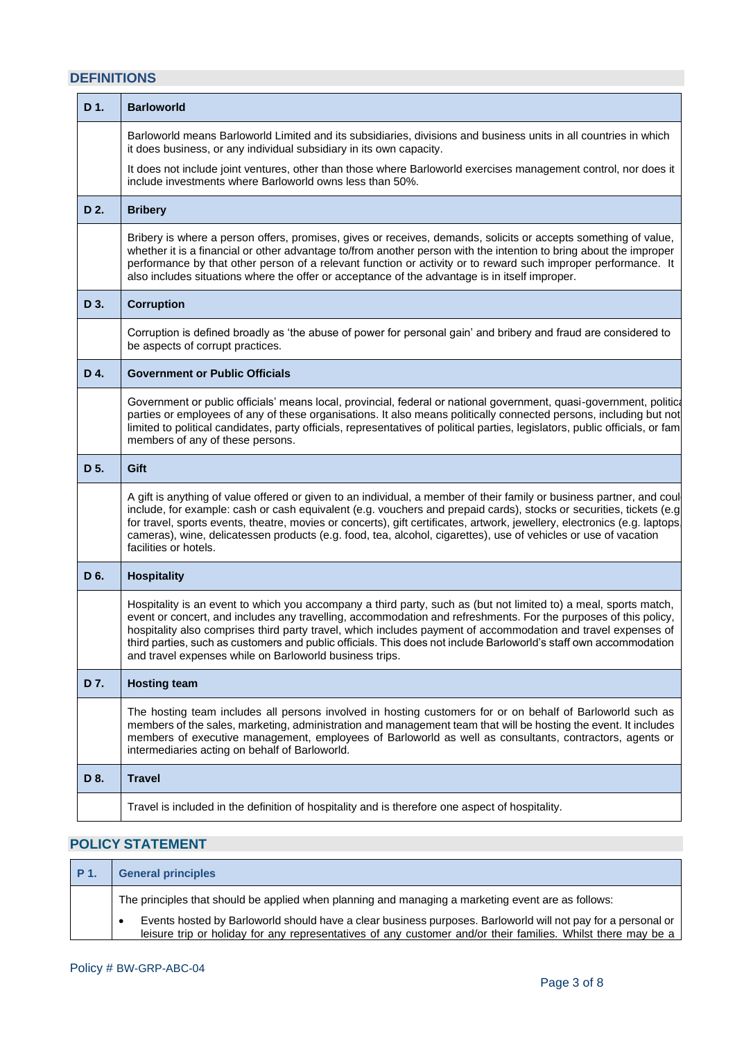## DEFINITIONS

| | |
|---|---|
| **D 1.** | **Barloworld** |
| | Barloworld means Barloworld Limited and its subsidiaries, divisions and business units in all countries in which it does business, or any individual subsidiary in its own capacity.<br><br>It does not include joint ventures, other than those where Barloworld exercises management control, nor does it include investments where Barloworld owns less than 50%. |
| **D 2.** | **Bribery** |
| | Bribery is where a person offers, promises, gives or receives, demands, solicits or accepts something of value, whether it is a financial or other advantage to/from another person with the intention to bring about the improper performance by that other person of a relevant function or activity or to reward such improper performance. It also includes situations where the offer or acceptance of the advantage is in itself improper. |
| **D 3.** | **Corruption** |
| | Corruption is defined broadly as 'the abuse of power for personal gain' and bribery and fraud are considered to be aspects of corrupt practices. |
| **D 4.** | **Government or Public Officials** |
| | Government or public officials' means local, provincial, federal or national government, quasi-government, politica parties or employees of any of these organisations. It also means politically connected persons, including but not limited to political candidates, party officials, representatives of political parties, legislators, public officials, or fam members of any of these persons. |
| **D 5.** | **Gift** |
| | A gift is anything of value offered or given to an individual, a member of their family or business partner, and coul include, for example: cash or cash equivalent (e.g. vouchers and prepaid cards), stocks or securities, tickets (e.g for travel, sports events, theatre, movies or concerts), gift certificates, artwork, jewellery, electronics (e.g. laptops cameras), wine, delicatessen products (e.g. food, tea, alcohol, cigarettes), use of vehicles or use of vacation facilities or hotels. |
| **D 6.** | **Hospitality** |
| | Hospitality is an event to which you accompany a third party, such as (but not limited to) a meal, sports match, event or concert, and includes any travelling, accommodation and refreshments. For the purposes of this policy, hospitality also comprises third party travel, which includes payment of accommodation and travel expenses of third parties, such as customers and public officials. This does not include Barloworld's staff own accommodation and travel expenses while on Barloworld business trips. |
| **D 7.** | **Hosting team** |
| | The hosting team includes all persons involved in hosting customers for or on behalf of Barloworld such as members of the sales, marketing, administration and management team that will be hosting the event. It includes members of executive management, employees of Barloworld as well as consultants, contractors, agents or intermediaries acting on behalf of Barloworld. |
| **D 8.** | **Travel** |
| | Travel is included in the definition of hospitality and is therefore one aspect of hospitality. |

## POLICY STATEMENT

| | |
|---|---|
| **P 1.** | **General principles** |
| | The principles that should be applied when planning and managing a marketing event are as follows:<br><br>• Events hosted by Barloworld should have a clear business purposes. Barloworld will not pay for a personal or leisure trip or holiday for any representatives of any customer and/or their families. Whilst there may be a |

Policy # BW-GRP-ABC-04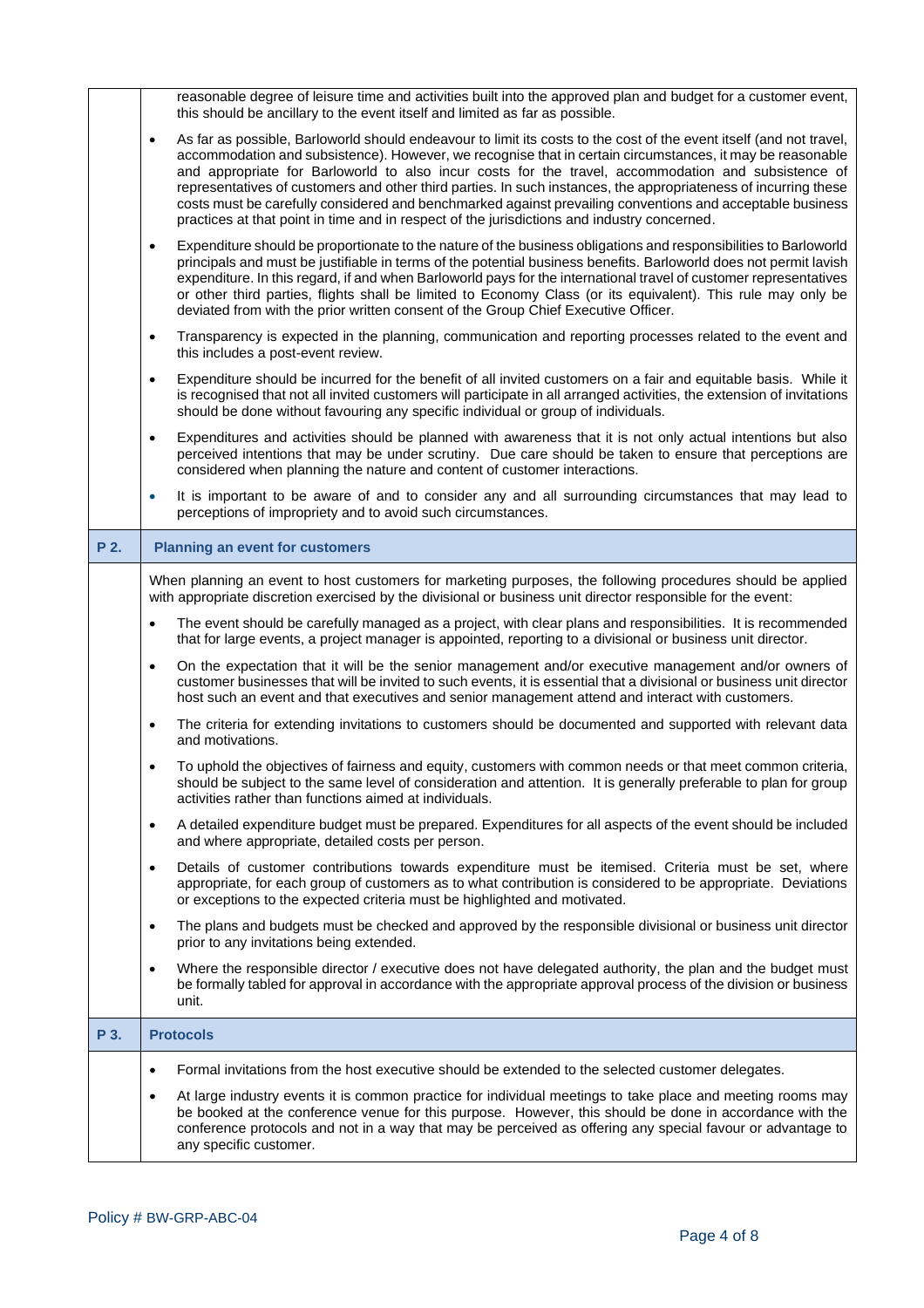reasonable degree of leisure time and activities built into the approved plan and budget for a customer event, this should be ancillary to the event itself and limited as far as possible.

- As far as possible, Barloworld should endeavour to limit its costs to the cost of the event itself (and not travel, accommodation and subsistence). However, we recognise that in certain circumstances, it may be reasonable and appropriate for Barloworld to also incur costs for the travel, accommodation and subsistence of representatives of customers and other third parties. In such instances, the appropriateness of incurring these costs must be carefully considered and benchmarked against prevailing conventions and acceptable business practices at that point in time and in respect of the jurisdictions and industry concerned.
- Expenditure should be proportionate to the nature of the business obligations and responsibilities to Barloworld principals and must be justifiable in terms of the potential business benefits. Barloworld does not permit lavish expenditure. In this regard, if and when Barloworld pays for the international travel of customer representatives or other third parties, flights shall be limited to Economy Class (or its equivalent). This rule may only be deviated from with the prior written consent of the Group Chief Executive Officer.
- Transparency is expected in the planning, communication and reporting processes related to the event and this includes a post-event review.
- Expenditure should be incurred for the benefit of all invited customers on a fair and equitable basis. While it is recognised that not all invited customers will participate in all arranged activities, the extension of invitations should be done without favouring any specific individual or group of individuals.
- Expenditures and activities should be planned with awareness that it is not only actual intentions but also perceived intentions that may be under scrutiny. Due care should be taken to ensure that perceptions are considered when planning the nature and content of customer interactions.
- It is important to be aware of and to consider any and all surrounding circumstances that may lead to perceptions of impropriety and to avoid such circumstances.

## P 2. Planning an event for customers

When planning an event to host customers for marketing purposes, the following procedures should be applied with appropriate discretion exercised by the divisional or business unit director responsible for the event:

- The event should be carefully managed as a project, with clear plans and responsibilities. It is recommended that for large events, a project manager is appointed, reporting to a divisional or business unit director.
- On the expectation that it will be the senior management and/or executive management and/or owners of customer businesses that will be invited to such events, it is essential that a divisional or business unit director host such an event and that executives and senior management attend and interact with customers.
- The criteria for extending invitations to customers should be documented and supported with relevant data and motivations.
- To uphold the objectives of fairness and equity, customers with common needs or that meet common criteria, should be subject to the same level of consideration and attention. It is generally preferable to plan for group activities rather than functions aimed at individuals.
- A detailed expenditure budget must be prepared. Expenditures for all aspects of the event should be included and where appropriate, detailed costs per person.
- Details of customer contributions towards expenditure must be itemised. Criteria must be set, where appropriate, for each group of customers as to what contribution is considered to be appropriate. Deviations or exceptions to the expected criteria must be highlighted and motivated.
- The plans and budgets must be checked and approved by the responsible divisional or business unit director prior to any invitations being extended.
- Where the responsible director / executive does not have delegated authority, the plan and the budget must be formally tabled for approval in accordance with the appropriate approval process of the division or business unit.

## P 3. Protocols

- Formal invitations from the host executive should be extended to the selected customer delegates.
- At large industry events it is common practice for individual meetings to take place and meeting rooms may be booked at the conference venue for this purpose. However, this should be done in accordance with the conference protocols and not in a way that may be perceived as offering any special favour or advantage to any specific customer.

Policy # BW-GRP-ABC-04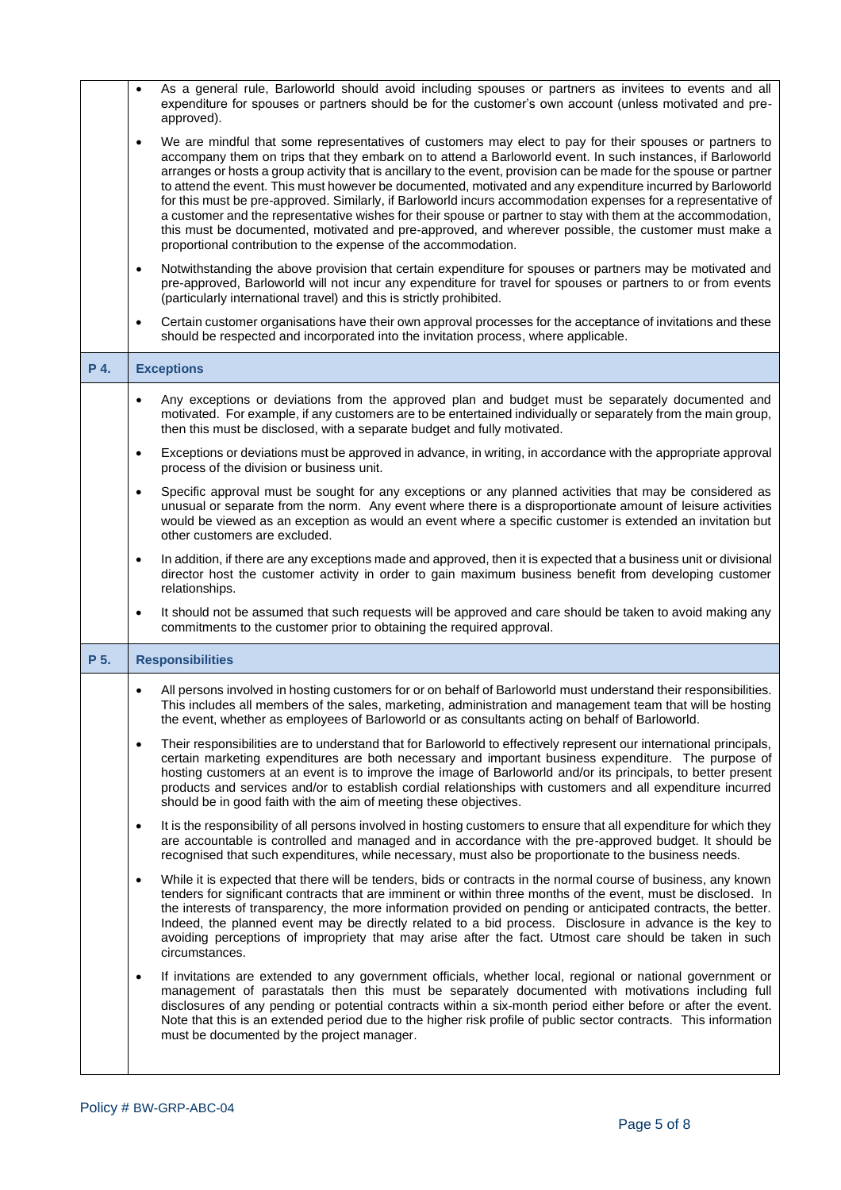- As a general rule, Barloworld should avoid including spouses or partners as invitees to events and all expenditure for spouses or partners should be for the customer's own account (unless motivated and pre-approved).
- We are mindful that some representatives of customers may elect to pay for their spouses or partners to accompany them on trips that they embark on to attend a Barloworld event. In such instances, if Barloworld arranges or hosts a group activity that is ancillary to the event, provision can be made for the spouse or partner to attend the event. This must however be documented, motivated and any expenditure incurred by Barloworld for this must be pre-approved. Similarly, if Barloworld incurs accommodation expenses for a representative of a customer and the representative wishes for their spouse or partner to stay with them at the accommodation, this must be documented, motivated and pre-approved, and wherever possible, the customer must make a proportional contribution to the expense of the accommodation.
- Notwithstanding the above provision that certain expenditure for spouses or partners may be motivated and pre-approved, Barloworld will not incur any expenditure for travel for spouses or partners to or from events (particularly international travel) and this is strictly prohibited.
- Certain customer organisations have their own approval processes for the acceptance of invitations and these should be respected and incorporated into the invitation process, where applicable.

## P 4. Exceptions

- Any exceptions or deviations from the approved plan and budget must be separately documented and motivated. For example, if any customers are to be entertained individually or separately from the main group, then this must be disclosed, with a separate budget and fully motivated.
- Exceptions or deviations must be approved in advance, in writing, in accordance with the appropriate approval process of the division or business unit.
- Specific approval must be sought for any exceptions or any planned activities that may be considered as unusual or separate from the norm. Any event where there is a disproportionate amount of leisure activities would be viewed as an exception as would an event where a specific customer is extended an invitation but other customers are excluded.
- In addition, if there are any exceptions made and approved, then it is expected that a business unit or divisional director host the customer activity in order to gain maximum business benefit from developing customer relationships.
- It should not be assumed that such requests will be approved and care should be taken to avoid making any commitments to the customer prior to obtaining the required approval.

## P 5. Responsibilities

- All persons involved in hosting customers for or on behalf of Barloworld must understand their responsibilities. This includes all members of the sales, marketing, administration and management team that will be hosting the event, whether as employees of Barloworld or as consultants acting on behalf of Barloworld.
- Their responsibilities are to understand that for Barloworld to effectively represent our international principals, certain marketing expenditures are both necessary and important business expenditure. The purpose of hosting customers at an event is to improve the image of Barloworld and/or its principals, to better present products and services and/or to establish cordial relationships with customers and all expenditure incurred should be in good faith with the aim of meeting these objectives.
- It is the responsibility of all persons involved in hosting customers to ensure that all expenditure for which they are accountable is controlled and managed and in accordance with the pre-approved budget. It should be recognised that such expenditures, while necessary, must also be proportionate to the business needs.
- While it is expected that there will be tenders, bids or contracts in the normal course of business, any known tenders for significant contracts that are imminent or within three months of the event, must be disclosed. In the interests of transparency, the more information provided on pending or anticipated contracts, the better. Indeed, the planned event may be directly related to a bid process. Disclosure in advance is the key to avoiding perceptions of impropriety that may arise after the fact. Utmost care should be taken in such circumstances.
- If invitations are extended to any government officials, whether local, regional or national government or management of parastatals then this must be separately documented with motivations including full disclosures of any pending or potential contracts within a six-month period either before or after the event. Note that this is an extended period due to the higher risk profile of public sector contracts. This information must be documented by the project manager.

Policy # BW-GRP-ABC-04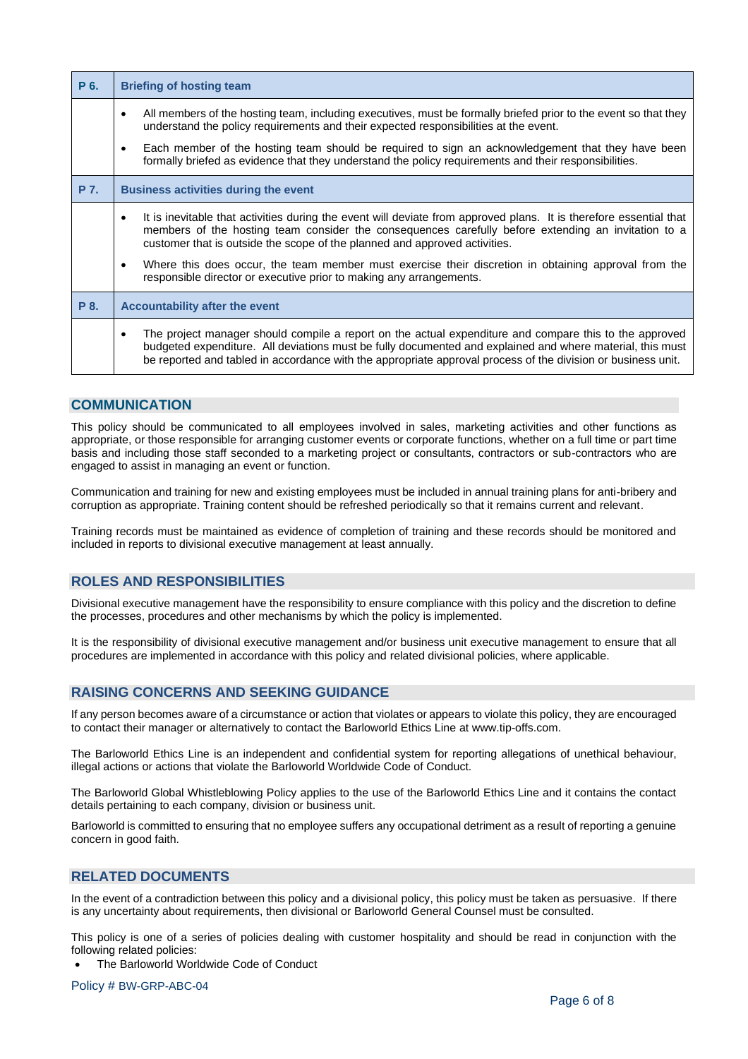| P 6. | Briefing of hosting team |
| --- | --- |
| | • All members of the hosting team, including executives, must be formally briefed prior to the event so that they understand the policy requirements and their expected responsibilities at the event.<br>• Each member of the hosting team should be required to sign an acknowledgement that they have been formally briefed as evidence that they understand the policy requirements and their responsibilities. |
| **P 7.** | **Business activities during the event** |
| | • It is inevitable that activities during the event will deviate from approved plans. It is therefore essential that members of the hosting team consider the consequences carefully before extending an invitation to a customer that is outside the scope of the planned and approved activities.<br>• Where this does occur, the team member must exercise their discretion in obtaining approval from the responsible director or executive prior to making any arrangements. |
| **P 8.** | **Accountability after the event** |
| | • The project manager should compile a report on the actual expenditure and compare this to the approved budgeted expenditure. All deviations must be fully documented and explained and where material, this must be reported and tabled in accordance with the appropriate approval process of the division or business unit. |

## COMMUNICATION

This policy should be communicated to all employees involved in sales, marketing activities and other functions as appropriate, or those responsible for arranging customer events or corporate functions, whether on a full time or part time basis and including those staff seconded to a marketing project or consultants, contractors or sub-contractors who are engaged to assist in managing an event or function.

Communication and training for new and existing employees must be included in annual training plans for anti-bribery and corruption as appropriate. Training content should be refreshed periodically so that it remains current and relevant.

Training records must be maintained as evidence of completion of training and these records should be monitored and included in reports to divisional executive management at least annually.

## ROLES AND RESPONSIBILITIES

Divisional executive management have the responsibility to ensure compliance with this policy and the discretion to define the processes, procedures and other mechanisms by which the policy is implemented.

It is the responsibility of divisional executive management and/or business unit executive management to ensure that all procedures are implemented in accordance with this policy and related divisional policies, where applicable.

## RAISING CONCERNS AND SEEKING GUIDANCE

If any person becomes aware of a circumstance or action that violates or appears to violate this policy, they are encouraged to contact their manager or alternatively to contact the Barloworld Ethics Line at www.tip-offs.com.

The Barloworld Ethics Line is an independent and confidential system for reporting allegations of unethical behaviour, illegal actions or actions that violate the Barloworld Worldwide Code of Conduct.

The Barloworld Global Whistleblowing Policy applies to the use of the Barloworld Ethics Line and it contains the contact details pertaining to each company, division or business unit.

Barloworld is committed to ensuring that no employee suffers any occupational detriment as a result of reporting a genuine concern in good faith.

## RELATED DOCUMENTS

In the event of a contradiction between this policy and a divisional policy, this policy must be taken as persuasive. If there is any uncertainty about requirements, then divisional or Barloworld General Counsel must be consulted.

This policy is one of a series of policies dealing with customer hospitality and should be read in conjunction with the following related policies:

- The Barloworld Worldwide Code of Conduct

Policy # BW-GRP-ABC-04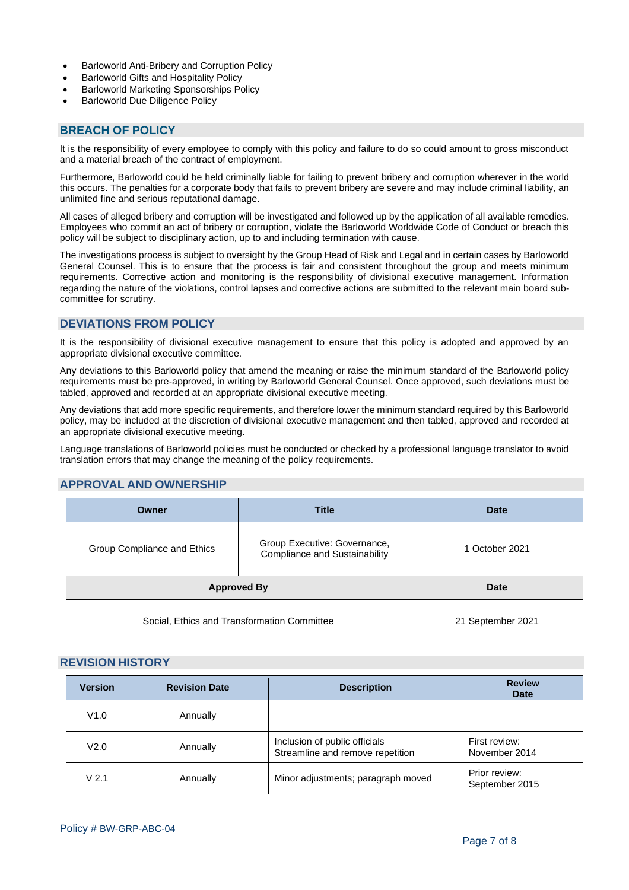- Barloworld Anti-Bribery and Corruption Policy
- Barloworld Gifts and Hospitality Policy
- Barloworld Marketing Sponsorships Policy
- Barloworld Due Diligence Policy

## BREACH OF POLICY

It is the responsibility of every employee to comply with this policy and failure to do so could amount to gross misconduct and a material breach of the contract of employment.

Furthermore, Barloworld could be held criminally liable for failing to prevent bribery and corruption wherever in the world this occurs. The penalties for a corporate body that fails to prevent bribery are severe and may include criminal liability, an unlimited fine and serious reputational damage.

All cases of alleged bribery and corruption will be investigated and followed up by the application of all available remedies. Employees who commit an act of bribery or corruption, violate the Barloworld Worldwide Code of Conduct or breach this policy will be subject to disciplinary action, up to and including termination with cause.

The investigations process is subject to oversight by the Group Head of Risk and Legal and in certain cases by Barloworld General Counsel. This is to ensure that the process is fair and consistent throughout the group and meets minimum requirements. Corrective action and monitoring is the responsibility of divisional executive management. Information regarding the nature of the violations, control lapses and corrective actions are submitted to the relevant main board sub-committee for scrutiny.

## DEVIATIONS FROM POLICY

It is the responsibility of divisional executive management to ensure that this policy is adopted and approved by an appropriate divisional executive committee.

Any deviations to this Barloworld policy that amend the meaning or raise the minimum standard of the Barloworld policy requirements must be pre-approved, in writing by Barloworld General Counsel. Once approved, such deviations must be tabled, approved and recorded at an appropriate divisional executive meeting.

Any deviations that add more specific requirements, and therefore lower the minimum standard required by this Barloworld policy, may be included at the discretion of divisional executive management and then tabled, approved and recorded at an appropriate divisional executive meeting.

Language translations of Barloworld policies must be conducted or checked by a professional language translator to avoid translation errors that may change the meaning of the policy requirements.

## APPROVAL AND OWNERSHIP

| Owner | Title | Date |
|---|---|---|
| Group Compliance and Ethics | Group Executive: Governance, Compliance and Sustainability | 1 October 2021 |
| **Approved By** | | **Date** |
| Social, Ethics and Transformation Committee | | 21 September 2021 |

## REVISION HISTORY

| Version | Revision Date | Description | Review Date |
|---|---|---|---|
| V1.0 | Annually | | |
| V2.0 | Annually | Inclusion of public officials<br>Streamline and remove repetition | First review:<br>November 2014 |
| V 2.1 | Annually | Minor adjustments; paragraph moved | Prior review:<br>September 2015 |

Policy # BW-GRP-ABC-04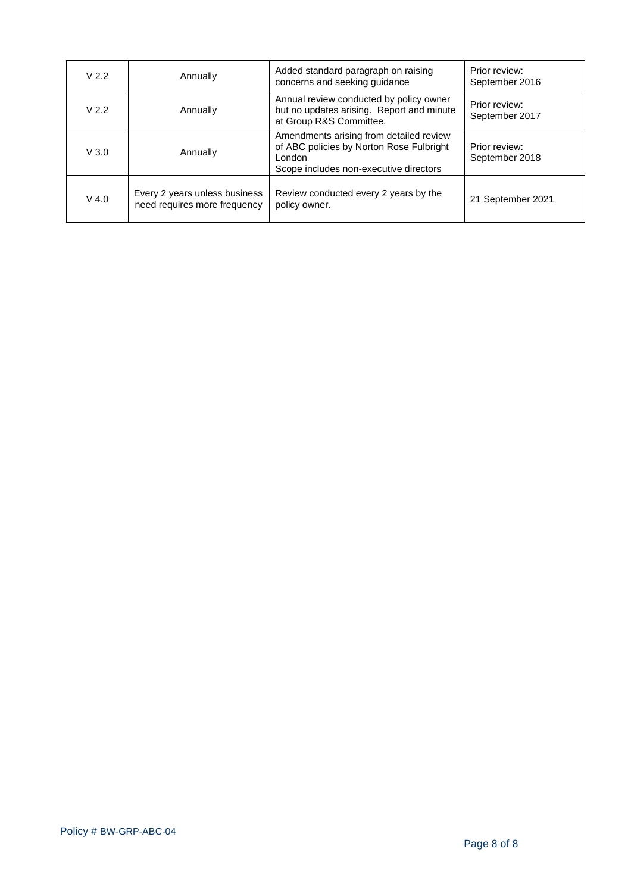| | | | |
|---|---|---|---|
| V 2.2 | Annually | Added standard paragraph on raising concerns and seeking guidance | Prior review: September 2016 |
| V 2.2 | Annually | Annual review conducted by policy owner but no updates arising. Report and minute at Group R&S Committee. | Prior review: September 2017 |
| V 3.0 | Annually | Amendments arising from detailed review of ABC policies by Norton Rose Fulbright London<br>Scope includes non-executive directors | Prior review: September 2018 |
| V 4.0 | Every 2 years unless business need requires more frequency | Review conducted every 2 years by the policy owner. | 21 September 2021 |

Policy # BW-GRP-ABC-04